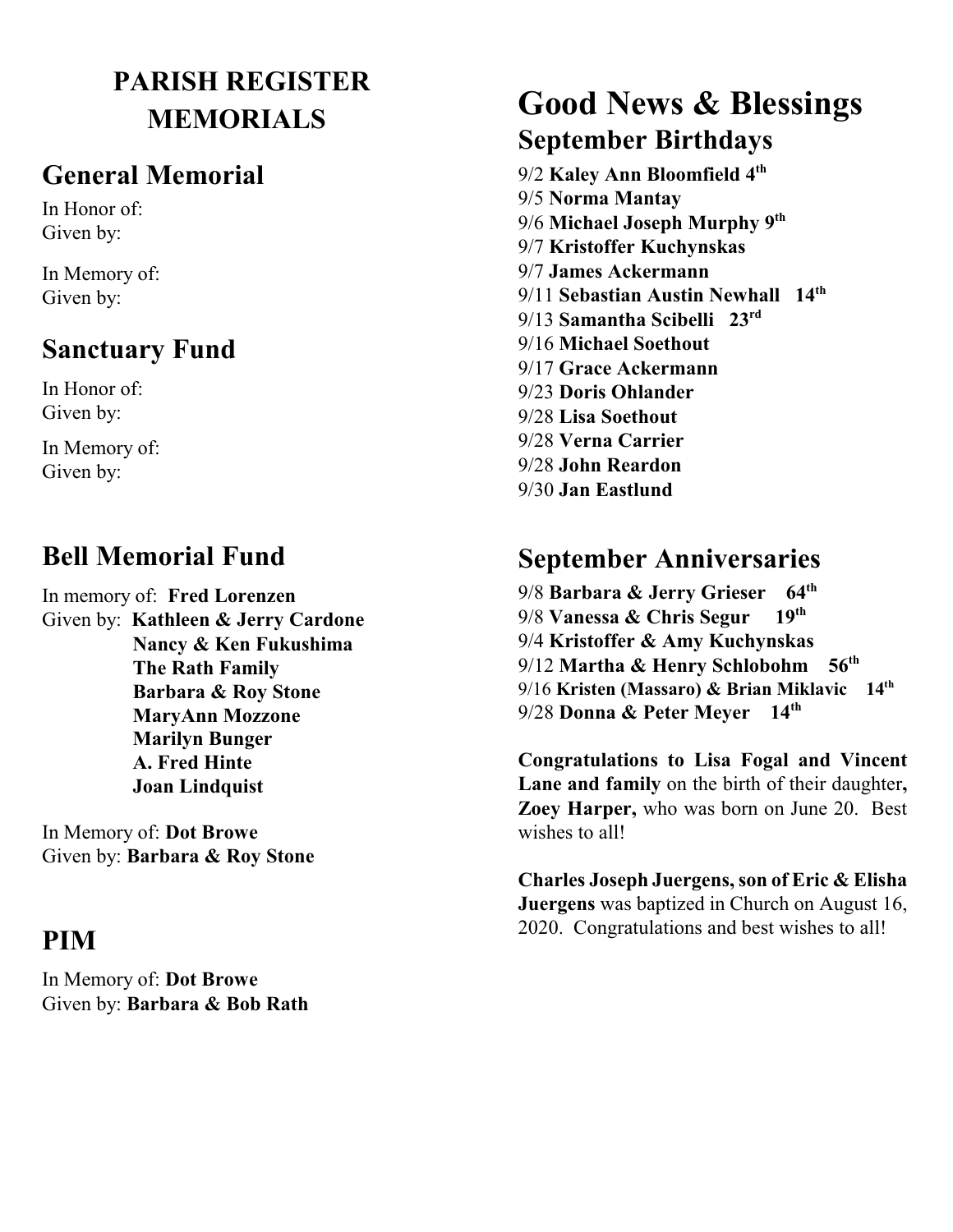# PARISH REGISTER MEMORIALS

## General Memorial

In Honor of:
Given by:

In Memory of:
Given by:

## Sanctuary Fund

In Honor of:
Given by:

In Memory of:
Given by:

## Bell Memorial Fund

In memory of: **Fred Lorenzen**
Given by: **Kathleen & Jerry Cardone**
**Nancy & Ken Fukushima**
**The Rath Family**
**Barbara & Roy Stone**
**MaryAnn Mozzone**
**Marilyn Bunger**
**A. Fred Hinte**
**Joan Lindquist**

In Memory of: **Dot Browe**
Given by: **Barbara & Roy Stone**

## PIM

In Memory of: **Dot Browe**
Given by: **Barbara & Bob Rath**

# Good News & Blessings

## September Birthdays

9/2 **Kaley Ann Bloomfield 4th**
9/5 **Norma Mantay**
9/6 **Michael Joseph Murphy 9th**
9/7 **Kristoffer Kuchynskas**
9/7 **James Ackermann**
9/11 **Sebastian Austin Newhall 14th**
9/13 **Samantha Scibelli 23rd**
9/16 **Michael Soethout**
9/17 **Grace Ackermann**
9/23 **Doris Ohlander**
9/28 **Lisa Soethout**
9/28 **Verna Carrier**
9/28 **John Reardon**
9/30 **Jan Eastlund**

## September Anniversaries

9/8 **Barbara & Jerry Grieser 64th**
9/8 **Vanessa & Chris Segur 19th**
9/4 **Kristoffer & Amy Kuchynskas**
9/12 **Martha & Henry Schlobohm 56th**
9/16 **Kristen (Massaro) & Brian Miklavic 14th**
9/28 **Donna & Peter Meyer 14th**

**Congratulations to Lisa Fogal and Vincent Lane and family** on the birth of their daughter**, Zoey Harper,** who was born on June 20. Best wishes to all!

**Charles Joseph Juergens, son of Eric & Elisha Juergens** was baptized in Church on August 16, 2020. Congratulations and best wishes to all!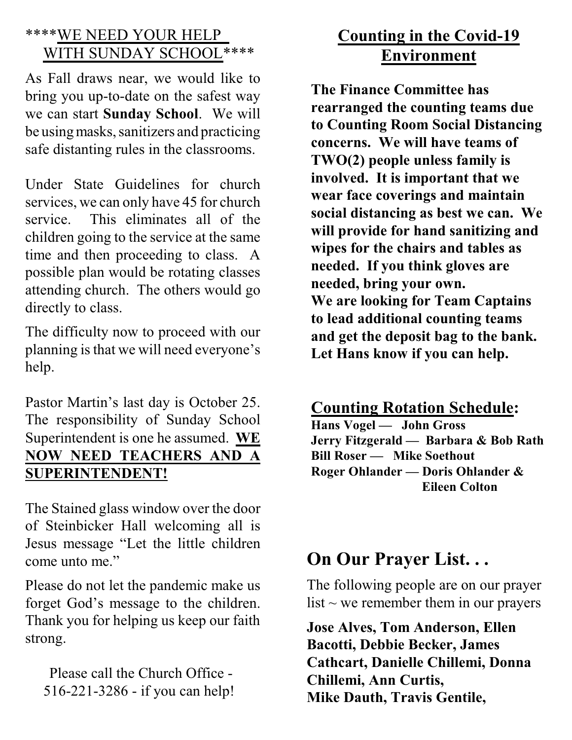## ****WE NEED YOUR HELP WITH SUNDAY SCHOOL****

As Fall draws near, we would like to bring you up-to-date on the safest way we can start **Sunday School**. We will be using masks, sanitizers and practicing safe distanting rules in the classrooms.

Under State Guidelines for church services, we can only have 45 for church service. This eliminates all of the children going to the service at the same time and then proceeding to class. A possible plan would be rotating classes attending church. The others would go directly to class.

The difficulty now to proceed with our planning is that we will need everyone's help.

Pastor Martin's last day is October 25. The responsibility of Sunday School Superintendent is one he assumed. **WE NOW NEED TEACHERS AND A SUPERINTENDENT!**

The Stained glass window over the door of Steinbicker Hall welcoming all is Jesus message "Let the little children come unto me."

Please do not let the pandemic make us forget God's message to the children. Thank you for helping us keep our faith strong.

Please call the Church Office - 516-221-3286 - if you can help!

## Counting in the Covid-19 Environment

**The Finance Committee has rearranged the counting teams due to Counting Room Social Distancing concerns. We will have teams of TWO(2) people unless family is involved. It is important that we wear face coverings and maintain social distancing as best we can. We will provide for hand sanitizing and wipes for the chairs and tables as needed. If you think gloves are needed, bring your own.**
**We are looking for Team Captains to lead additional counting teams and get the deposit bag to the bank. Let Hans know if you can help.**

### Counting Rotation Schedule:

**Hans Vogel — John Gross**
**Jerry Fitzgerald — Barbara & Bob Rath**
**Bill Roser — Mike Soethout**
**Roger Ohlander — Doris Ohlander & Eileen Colton**

## On Our Prayer List. . .

The following people are on our prayer list ~ we remember them in our prayers

**Jose Alves, Tom Anderson, Ellen Bacotti, Debbie Becker, James Cathcart, Danielle Chillemi, Donna Chillemi, Ann Curtis, Mike Dauth, Travis Gentile,**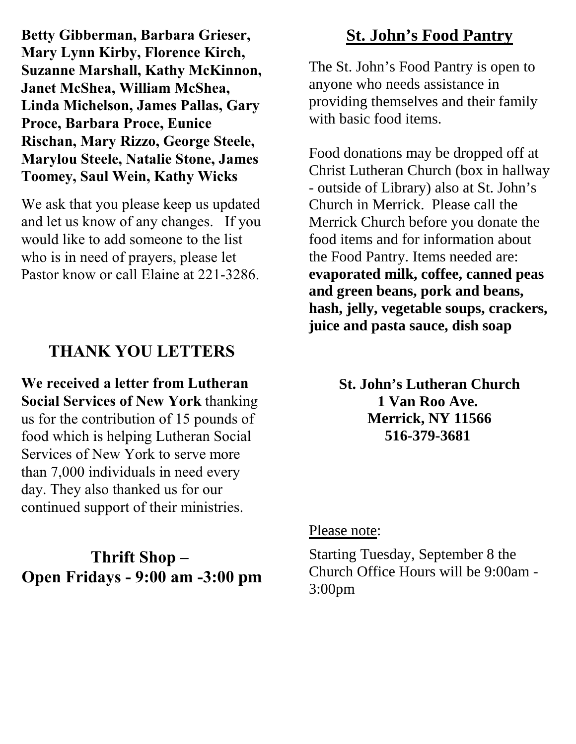**Betty Gibberman, Barbara Grieser, Mary Lynn Kirby, Florence Kirch, Suzanne Marshall, Kathy McKinnon, Janet McShea, William McShea, Linda Michelson, James Pallas, Gary Proce, Barbara Proce, Eunice Rischan, Mary Rizzo, George Steele, Marylou Steele, Natalie Stone, James Toomey, Saul Wein, Kathy Wicks**

We ask that you please keep us updated and let us know of any changes. If you would like to add someone to the list who is in need of prayers, please let Pastor know or call Elaine at 221-3286.

## THANK YOU LETTERS

**We received a letter from Lutheran Social Services of New York** thanking us for the contribution of 15 pounds of food which is helping Lutheran Social Services of New York to serve more than 7,000 individuals in need every day. They also thanked us for our continued support of their ministries.

## Thrift Shop – Open Fridays - 9:00 am -3:00 pm

## St. John's Food Pantry

The St. John's Food Pantry is open to anyone who needs assistance in providing themselves and their family with basic food items.

Food donations may be dropped off at Christ Lutheran Church (box in hallway - outside of Library) also at St. John's Church in Merrick. Please call the Merrick Church before you donate the food items and for information about the Food Pantry. Items needed are: **evaporated milk, coffee, canned peas and green beans, pork and beans, hash, jelly, vegetable soups, crackers, juice and pasta sauce, dish soap**

**St. John's Lutheran Church**
**1 Van Roo Ave.**
**Merrick, NY 11566**
**516-379-3681**

Please note:

Starting Tuesday, September 8 the Church Office Hours will be 9:00am - 3:00pm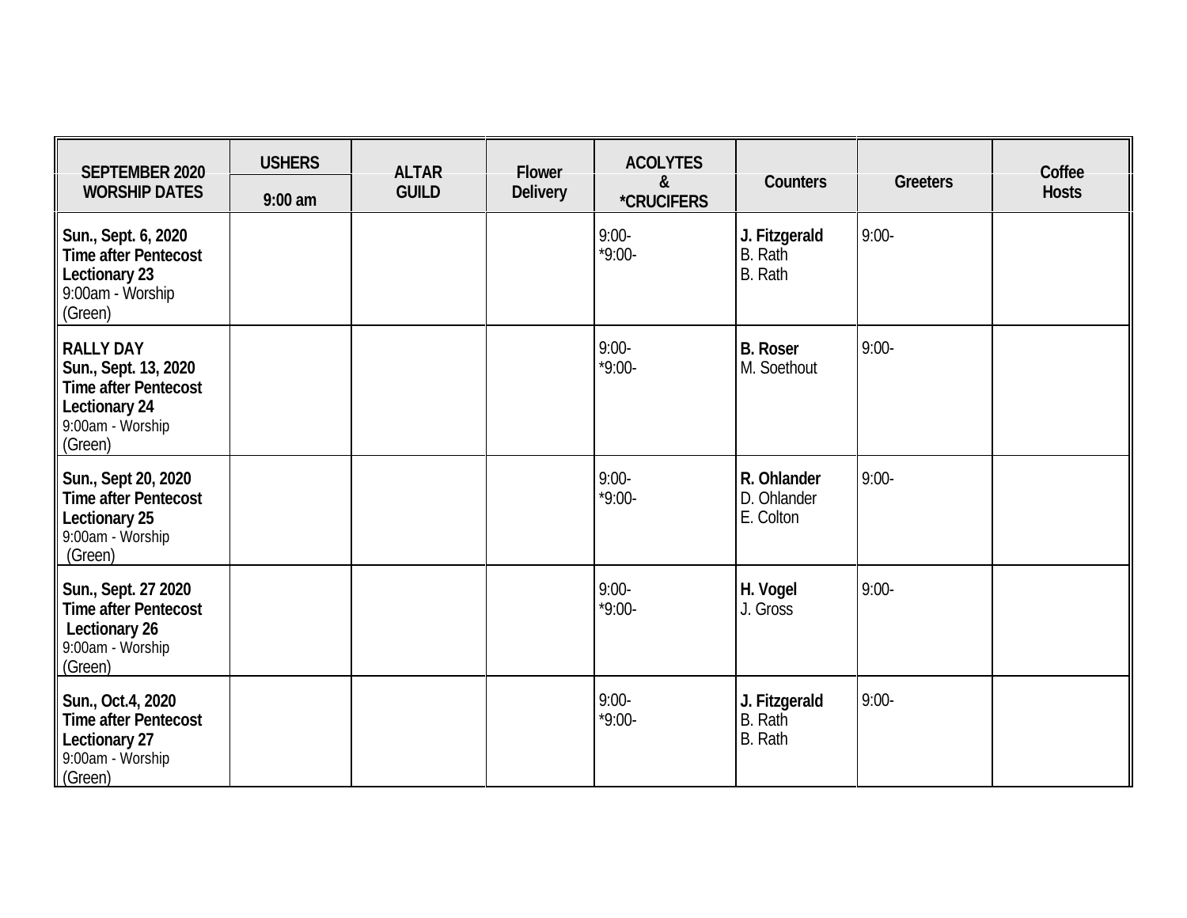| SEPTEMBER 2020 WORSHIP DATES | USHERS 9:00 am | ALTAR GUILD | Flower Delivery | ACOLYTES & *CRUCIFERS | Counters | Greeters | Coffee Hosts |
|---|---|---|---|---|---|---|---|
| **Sun., Sept. 6, 2020**<br>**Time after Pentecost**<br>**Lectionary 23**<br>9:00am - Worship<br>(Green) | | | | 9:00-<br>*9:00- | **J. Fitzgerald**<br>B. Rath<br>B. Rath | 9:00- | |
| **RALLY DAY**<br>**Sun., Sept. 13, 2020**<br>**Time after Pentecost**<br>**Lectionary 24**<br>9:00am - Worship<br>(Green) | | | | 9:00-<br>*9:00- | **B. Roser**<br>M. Soethout | 9:00- | |
| **Sun., Sept 20, 2020**<br>**Time after Pentecost**<br>**Lectionary 25**<br>9:00am - Worship<br>(Green) | | | | 9:00-<br>*9:00- | **R. Ohlander**<br>D. Ohlander<br>E. Colton | 9:00- | |
| **Sun., Sept. 27 2020**<br>**Time after Pentecost**<br>**Lectionary 26**<br>9:00am - Worship<br>(Green) | | | | 9:00-<br>*9:00- | **H. Vogel**<br>J. Gross | 9:00- | |
| **Sun., Oct.4, 2020**<br>**Time after Pentecost**<br>**Lectionary 27**<br>9:00am - Worship<br>(Green) | | | | 9:00-<br>*9:00- | **J. Fitzgerald**<br>B. Rath<br>B. Rath | 9:00- | |